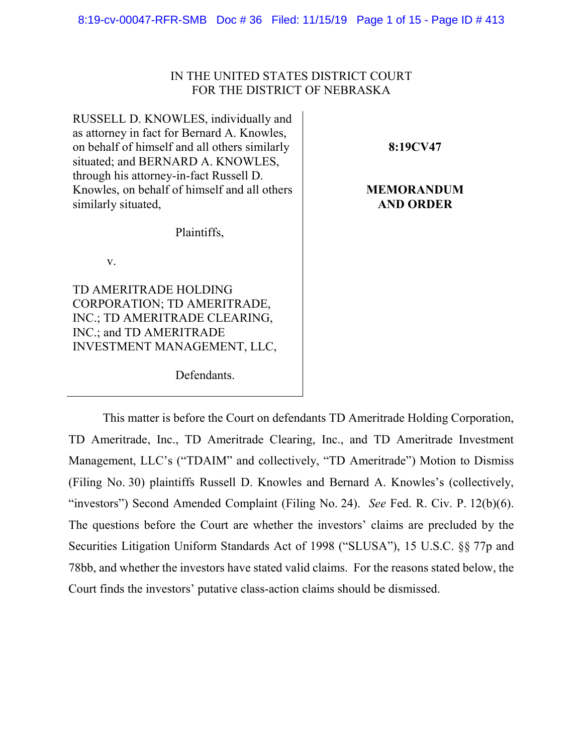IN THE UNITED STATES DISTRICT COURT
FOR THE DISTRICT OF NEBRASKA

RUSSELL D. KNOWLES, individually and as attorney in fact for Bernard A. Knowles, on behalf of himself and all others similarly situated; and BERNARD A. KNOWLES, through his attorney-in-fact Russell D. Knowles, on behalf of himself and all others similarly situated,

Plaintiffs,

v.

TD AMERITRADE HOLDING CORPORATION; TD AMERITRADE, INC.; TD AMERITRADE CLEARING, INC.; and TD AMERITRADE INVESTMENT MANAGEMENT, LLC,

Defendants.

**8:19CV47**

**MEMORANDUM AND ORDER**

This matter is before the Court on defendants TD Ameritrade Holding Corporation, TD Ameritrade, Inc., TD Ameritrade Clearing, Inc., and TD Ameritrade Investment Management, LLC's ("TDAIM" and collectively, "TD Ameritrade") Motion to Dismiss (Filing No. 30) plaintiffs Russell D. Knowles and Bernard A. Knowles's (collectively, "investors") Second Amended Complaint (Filing No. 24). *See* Fed. R. Civ. P. 12(b)(6). The questions before the Court are whether the investors' claims are precluded by the Securities Litigation Uniform Standards Act of 1998 ("SLUSA"), 15 U.S.C. §§ 77p and 78bb, and whether the investors have stated valid claims. For the reasons stated below, the Court finds the investors' putative class-action claims should be dismissed.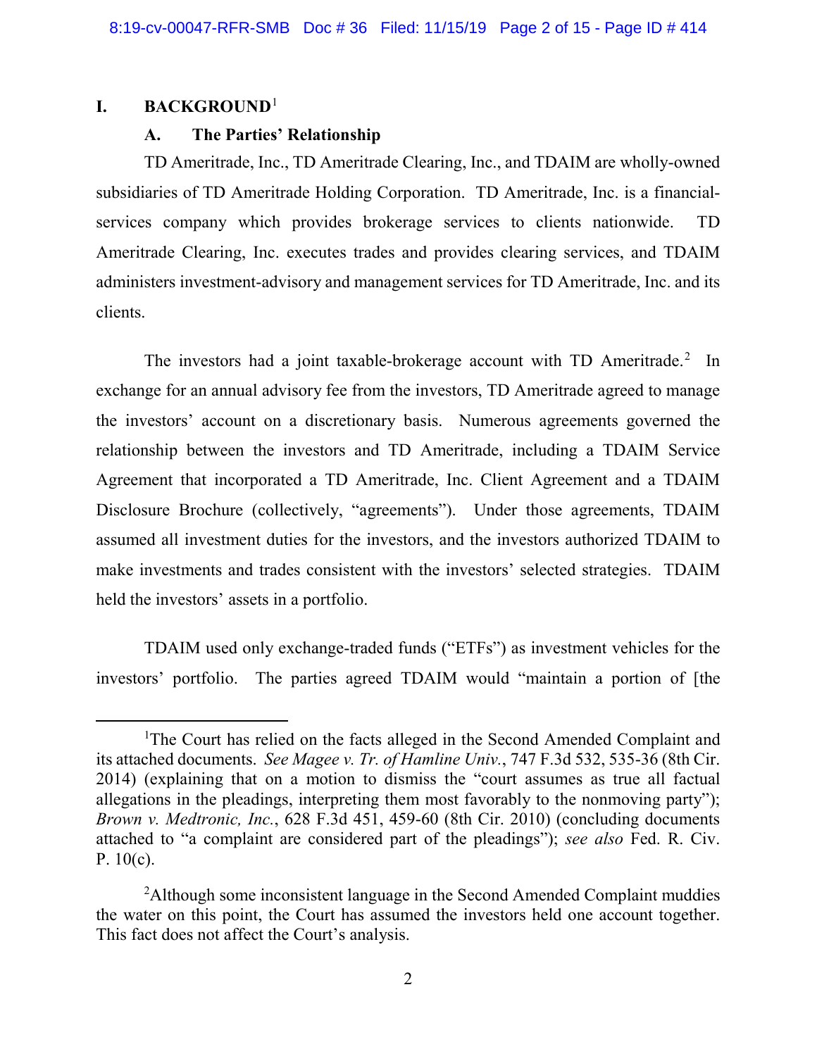## I. BACKGROUND[1]

### A. The Parties' Relationship

TD Ameritrade, Inc., TD Ameritrade Clearing, Inc., and TDAIM are wholly-owned subsidiaries of TD Ameritrade Holding Corporation. TD Ameritrade, Inc. is a financial-services company which provides brokerage services to clients nationwide. TD Ameritrade Clearing, Inc. executes trades and provides clearing services, and TDAIM administers investment-advisory and management services for TD Ameritrade, Inc. and its clients.

The investors had a joint taxable-brokerage account with TD Ameritrade.[2] In exchange for an annual advisory fee from the investors, TD Ameritrade agreed to manage the investors' account on a discretionary basis. Numerous agreements governed the relationship between the investors and TD Ameritrade, including a TDAIM Service Agreement that incorporated a TD Ameritrade, Inc. Client Agreement and a TDAIM Disclosure Brochure (collectively, "agreements"). Under those agreements, TDAIM assumed all investment duties for the investors, and the investors authorized TDAIM to make investments and trades consistent with the investors' selected strategies. TDAIM held the investors' assets in a portfolio.

TDAIM used only exchange-traded funds ("ETFs") as investment vehicles for the investors' portfolio. The parties agreed TDAIM would "maintain a portion of [the

---

[1]The Court has relied on the facts alleged in the Second Amended Complaint and its attached documents. *See Magee v. Tr. of Hamline Univ.*, 747 F.3d 532, 535-36 (8th Cir. 2014) (explaining that on a motion to dismiss the "court assumes as true all factual allegations in the pleadings, interpreting them most favorably to the nonmoving party"); *Brown v. Medtronic, Inc.*, 628 F.3d 451, 459-60 (8th Cir. 2010) (concluding documents attached to "a complaint are considered part of the pleadings"); *see also* Fed. R. Civ. P. 10(c).

[2]Although some inconsistent language in the Second Amended Complaint muddies the water on this point, the Court has assumed the investors held one account together. This fact does not affect the Court's analysis.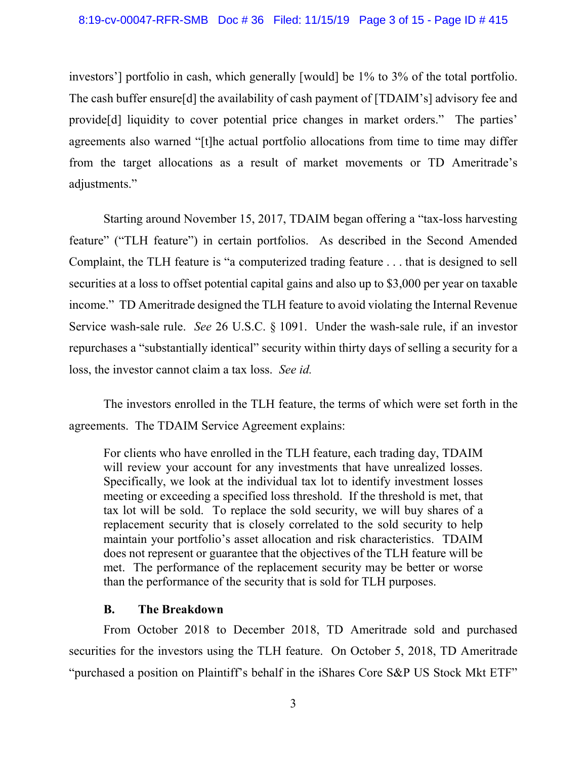investors'] portfolio in cash, which generally [would] be 1% to 3% of the total portfolio. The cash buffer ensure[d] the availability of cash payment of [TDAIM's] advisory fee and provide[d] liquidity to cover potential price changes in market orders." The parties' agreements also warned "[t]he actual portfolio allocations from time to time may differ from the target allocations as a result of market movements or TD Ameritrade's adjustments."

Starting around November 15, 2017, TDAIM began offering a "tax-loss harvesting feature" ("TLH feature") in certain portfolios. As described in the Second Amended Complaint, the TLH feature is "a computerized trading feature . . . that is designed to sell securities at a loss to offset potential capital gains and also up to $3,000 per year on taxable income." TD Ameritrade designed the TLH feature to avoid violating the Internal Revenue Service wash-sale rule. *See* 26 U.S.C. § 1091. Under the wash-sale rule, if an investor repurchases a "substantially identical" security within thirty days of selling a security for a loss, the investor cannot claim a tax loss. *See id.*

The investors enrolled in the TLH feature, the terms of which were set forth in the agreements. The TDAIM Service Agreement explains:

> For clients who have enrolled in the TLH feature, each trading day, TDAIM will review your account for any investments that have unrealized losses. Specifically, we look at the individual tax lot to identify investment losses meeting or exceeding a specified loss threshold. If the threshold is met, that tax lot will be sold. To replace the sold security, we will buy shares of a replacement security that is closely correlated to the sold security to help maintain your portfolio's asset allocation and risk characteristics. TDAIM does not represent or guarantee that the objectives of the TLH feature will be met. The performance of the replacement security may be better or worse than the performance of the security that is sold for TLH purposes.

### B. The Breakdown

From October 2018 to December 2018, TD Ameritrade sold and purchased securities for the investors using the TLH feature. On October 5, 2018, TD Ameritrade "purchased a position on Plaintiff's behalf in the iShares Core S&P US Stock Mkt ETF"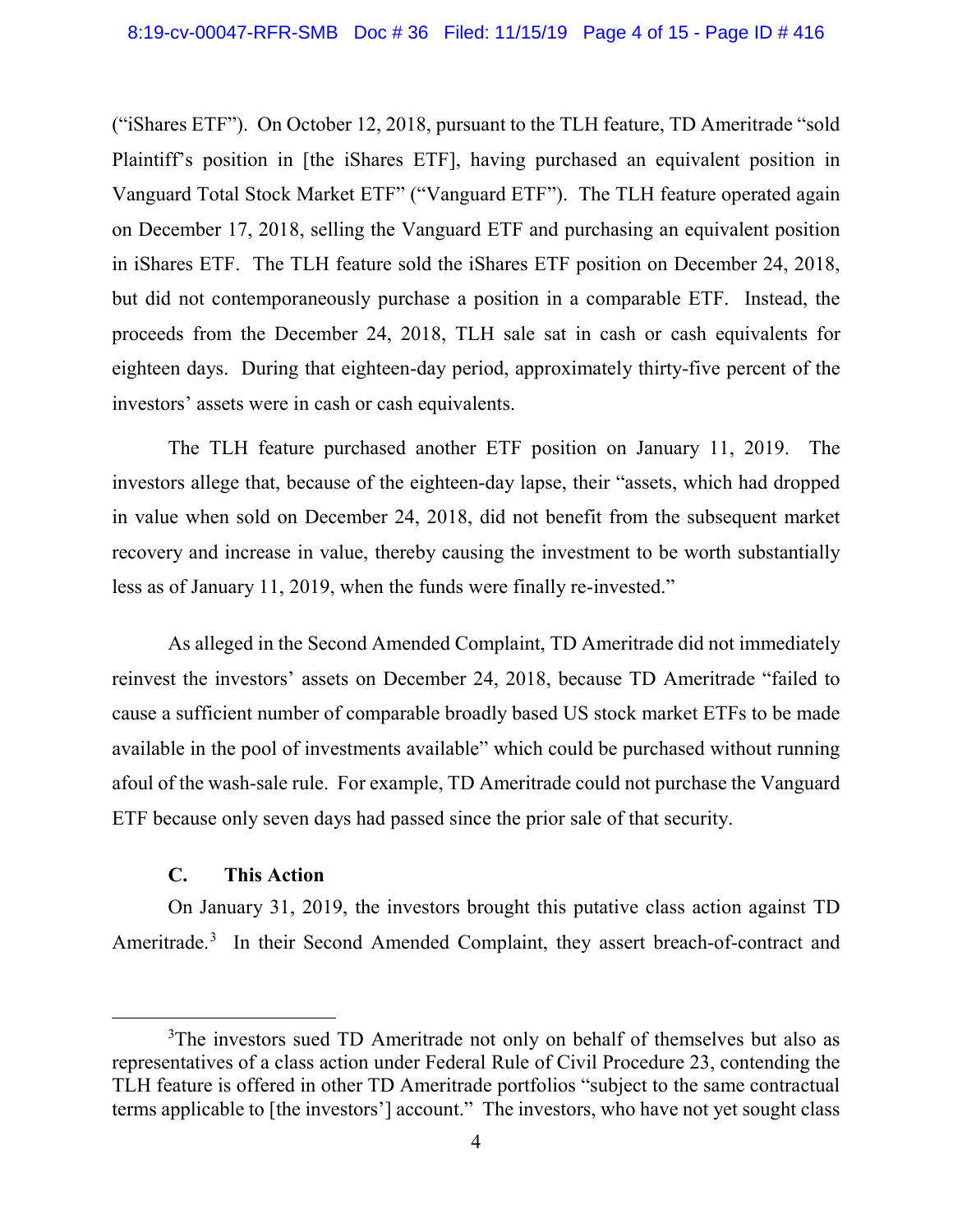("iShares ETF"). On October 12, 2018, pursuant to the TLH feature, TD Ameritrade "sold Plaintiff's position in [the iShares ETF], having purchased an equivalent position in Vanguard Total Stock Market ETF" ("Vanguard ETF"). The TLH feature operated again on December 17, 2018, selling the Vanguard ETF and purchasing an equivalent position in iShares ETF. The TLH feature sold the iShares ETF position on December 24, 2018, but did not contemporaneously purchase a position in a comparable ETF. Instead, the proceeds from the December 24, 2018, TLH sale sat in cash or cash equivalents for eighteen days. During that eighteen-day period, approximately thirty-five percent of the investors' assets were in cash or cash equivalents.

The TLH feature purchased another ETF position on January 11, 2019. The investors allege that, because of the eighteen-day lapse, their "assets, which had dropped in value when sold on December 24, 2018, did not benefit from the subsequent market recovery and increase in value, thereby causing the investment to be worth substantially less as of January 11, 2019, when the funds were finally re-invested."

As alleged in the Second Amended Complaint, TD Ameritrade did not immediately reinvest the investors' assets on December 24, 2018, because TD Ameritrade "failed to cause a sufficient number of comparable broadly based US stock market ETFs to be made available in the pool of investments available" which could be purchased without running afoul of the wash-sale rule. For example, TD Ameritrade could not purchase the Vanguard ETF because only seven days had passed since the prior sale of that security.

### C. This Action

On January 31, 2019, the investors brought this putative class action against TD Ameritrade.[3] In their Second Amended Complaint, they assert breach-of-contract and

[3]The investors sued TD Ameritrade not only on behalf of themselves but also as representatives of a class action under Federal Rule of Civil Procedure 23, contending the TLH feature is offered in other TD Ameritrade portfolios "subject to the same contractual terms applicable to [the investors'] account." The investors, who have not yet sought class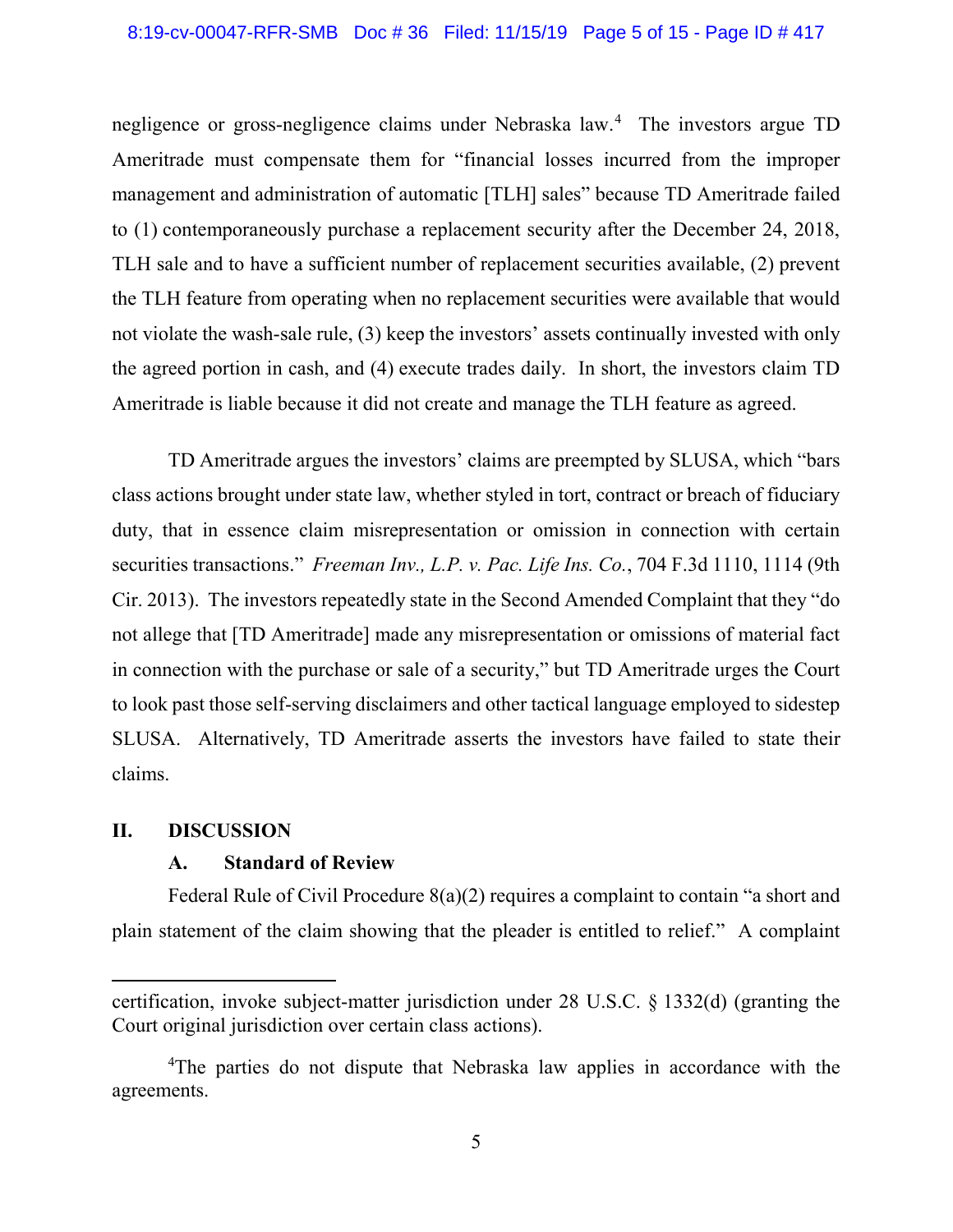negligence or gross-negligence claims under Nebraska law.[4] The investors argue TD Ameritrade must compensate them for "financial losses incurred from the improper management and administration of automatic [TLH] sales" because TD Ameritrade failed to (1) contemporaneously purchase a replacement security after the December 24, 2018, TLH sale and to have a sufficient number of replacement securities available, (2) prevent the TLH feature from operating when no replacement securities were available that would not violate the wash-sale rule, (3) keep the investors' assets continually invested with only the agreed portion in cash, and (4) execute trades daily. In short, the investors claim TD Ameritrade is liable because it did not create and manage the TLH feature as agreed.

TD Ameritrade argues the investors' claims are preempted by SLUSA, which "bars class actions brought under state law, whether styled in tort, contract or breach of fiduciary duty, that in essence claim misrepresentation or omission in connection with certain securities transactions." *Freeman Inv., L.P. v. Pac. Life Ins. Co.*, 704 F.3d 1110, 1114 (9th Cir. 2013). The investors repeatedly state in the Second Amended Complaint that they "do not allege that [TD Ameritrade] made any misrepresentation or omissions of material fact in connection with the purchase or sale of a security," but TD Ameritrade urges the Court to look past those self-serving disclaimers and other tactical language employed to sidestep SLUSA. Alternatively, TD Ameritrade asserts the investors have failed to state their claims.

## II. DISCUSSION

### A. Standard of Review

Federal Rule of Civil Procedure 8(a)(2) requires a complaint to contain "a short and plain statement of the claim showing that the pleader is entitled to relief." A complaint

---

certification, invoke subject-matter jurisdiction under 28 U.S.C. § 1332(d) (granting the Court original jurisdiction over certain class actions).

[4] The parties do not dispute that Nebraska law applies in accordance with the agreements.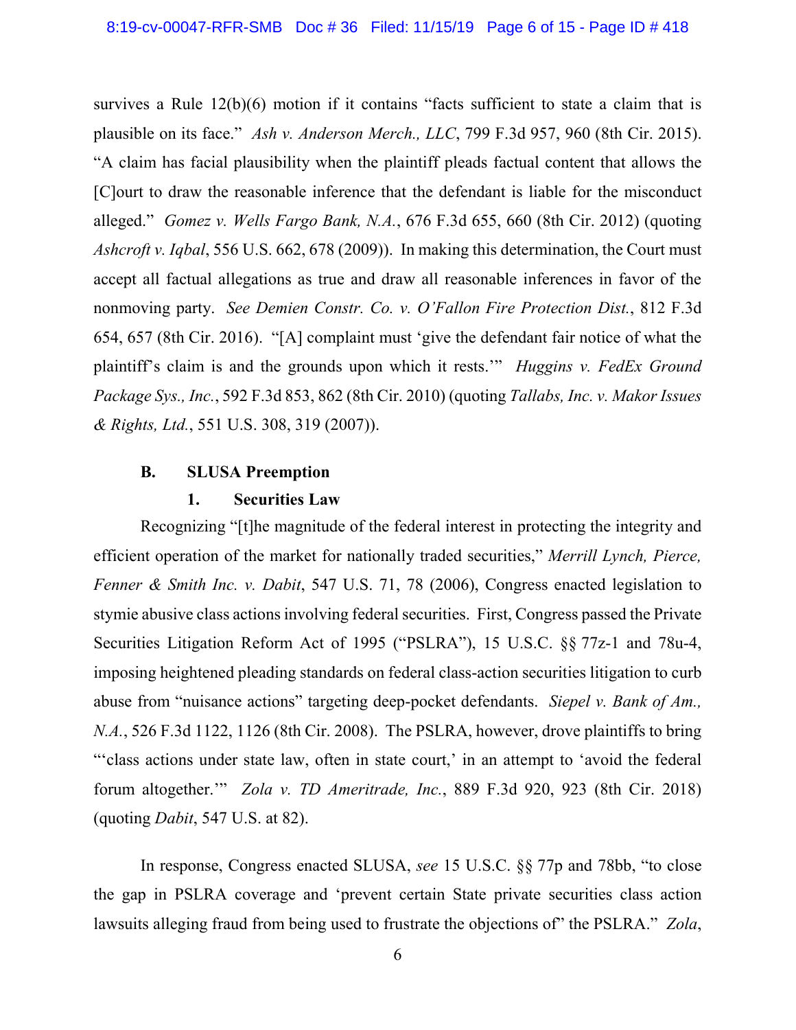survives a Rule 12(b)(6) motion if it contains "facts sufficient to state a claim that is plausible on its face." *Ash v. Anderson Merch., LLC*, 799 F.3d 957, 960 (8th Cir. 2015). "A claim has facial plausibility when the plaintiff pleads factual content that allows the [C]ourt to draw the reasonable inference that the defendant is liable for the misconduct alleged." *Gomez v. Wells Fargo Bank, N.A.*, 676 F.3d 655, 660 (8th Cir. 2012) (quoting *Ashcroft v. Iqbal*, 556 U.S. 662, 678 (2009)). In making this determination, the Court must accept all factual allegations as true and draw all reasonable inferences in favor of the nonmoving party. *See Demien Constr. Co. v. O'Fallon Fire Protection Dist.*, 812 F.3d 654, 657 (8th Cir. 2016). "[A] complaint must 'give the defendant fair notice of what the plaintiff's claim is and the grounds upon which it rests.'" *Huggins v. FedEx Ground Package Sys., Inc.*, 592 F.3d 853, 862 (8th Cir. 2010) (quoting *Tallabs, Inc. v. Makor Issues & Rights, Ltd.*, 551 U.S. 308, 319 (2007)).

### B. SLUSA Preemption

#### 1. Securities Law

Recognizing "[t]he magnitude of the federal interest in protecting the integrity and efficient operation of the market for nationally traded securities," *Merrill Lynch, Pierce, Fenner & Smith Inc. v. Dabit*, 547 U.S. 71, 78 (2006), Congress enacted legislation to stymie abusive class actions involving federal securities. First, Congress passed the Private Securities Litigation Reform Act of 1995 ("PSLRA"), 15 U.S.C. §§ 77z-1 and 78u-4, imposing heightened pleading standards on federal class-action securities litigation to curb abuse from "nuisance actions" targeting deep-pocket defendants. *Siepel v. Bank of Am., N.A.*, 526 F.3d 1122, 1126 (8th Cir. 2008). The PSLRA, however, drove plaintiffs to bring "'class actions under state law, often in state court,' in an attempt to 'avoid the federal forum altogether.'" *Zola v. TD Ameritrade, Inc.*, 889 F.3d 920, 923 (8th Cir. 2018) (quoting *Dabit*, 547 U.S. at 82).

In response, Congress enacted SLUSA, *see* 15 U.S.C. §§ 77p and 78bb, "to close the gap in PSLRA coverage and 'prevent certain State private securities class action lawsuits alleging fraud from being used to frustrate the objections of" the PSLRA." *Zola*,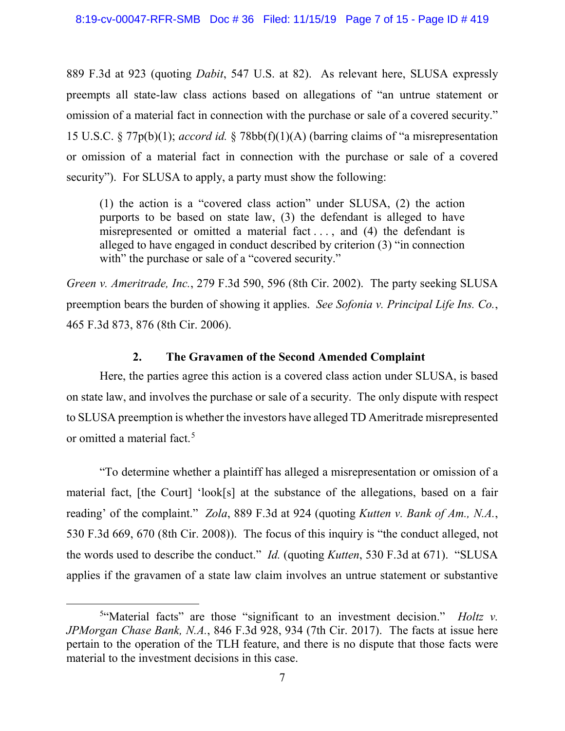889 F.3d at 923 (quoting *Dabit*, 547 U.S. at 82). As relevant here, SLUSA expressly preempts all state-law class actions based on allegations of "an untrue statement or omission of a material fact in connection with the purchase or sale of a covered security." 15 U.S.C. § 77p(b)(1); *accord id.* § 78bb(f)(1)(A) (barring claims of "a misrepresentation or omission of a material fact in connection with the purchase or sale of a covered security"). For SLUSA to apply, a party must show the following:

> (1) the action is a "covered class action" under SLUSA, (2) the action purports to be based on state law, (3) the defendant is alleged to have misrepresented or omitted a material fact . . . , and (4) the defendant is alleged to have engaged in conduct described by criterion (3) "in connection with" the purchase or sale of a "covered security."

*Green v. Ameritrade, Inc.*, 279 F.3d 590, 596 (8th Cir. 2002). The party seeking SLUSA preemption bears the burden of showing it applies. *See Sofonia v. Principal Life Ins. Co.*, 465 F.3d 873, 876 (8th Cir. 2006).

### 2. The Gravamen of the Second Amended Complaint

Here, the parties agree this action is a covered class action under SLUSA, is based on state law, and involves the purchase or sale of a security. The only dispute with respect to SLUSA preemption is whether the investors have alleged TD Ameritrade misrepresented or omitted a material fact.[5]

"To determine whether a plaintiff has alleged a misrepresentation or omission of a material fact, [the Court] 'look[s] at the substance of the allegations, based on a fair reading' of the complaint." *Zola*, 889 F.3d at 924 (quoting *Kutten v. Bank of Am., N.A.*, 530 F.3d 669, 670 (8th Cir. 2008)). The focus of this inquiry is "the conduct alleged, not the words used to describe the conduct." *Id.* (quoting *Kutten*, 530 F.3d at 671). "SLUSA applies if the gravamen of a state law claim involves an untrue statement or substantive

---

[5] "Material facts" are those "significant to an investment decision." *Holtz v. JPMorgan Chase Bank, N.A.*, 846 F.3d 928, 934 (7th Cir. 2017). The facts at issue here pertain to the operation of the TLH feature, and there is no dispute that those facts were material to the investment decisions in this case.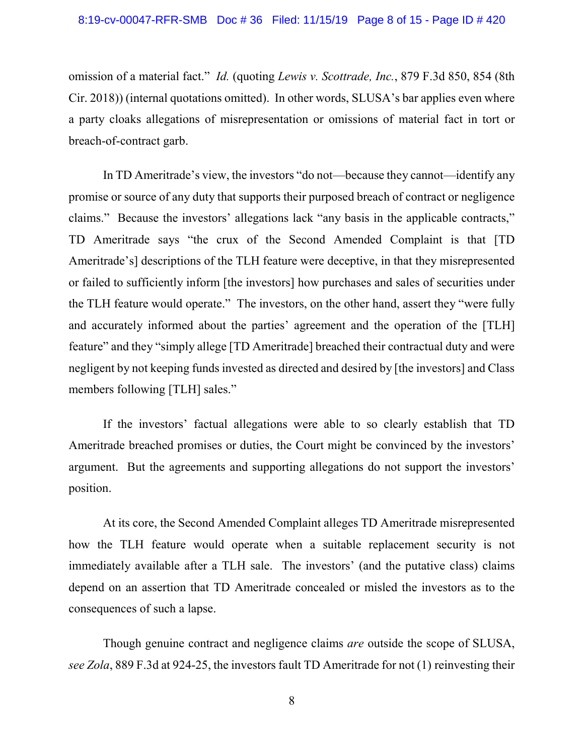omission of a material fact." *Id.* (quoting *Lewis v. Scottrade, Inc.*, 879 F.3d 850, 854 (8th Cir. 2018)) (internal quotations omitted). In other words, SLUSA's bar applies even where a party cloaks allegations of misrepresentation or omissions of material fact in tort or breach-of-contract garb.

In TD Ameritrade's view, the investors "do not—because they cannot—identify any promise or source of any duty that supports their purposed breach of contract or negligence claims." Because the investors' allegations lack "any basis in the applicable contracts," TD Ameritrade says "the crux of the Second Amended Complaint is that [TD Ameritrade's] descriptions of the TLH feature were deceptive, in that they misrepresented or failed to sufficiently inform [the investors] how purchases and sales of securities under the TLH feature would operate." The investors, on the other hand, assert they "were fully and accurately informed about the parties' agreement and the operation of the [TLH] feature" and they "simply allege [TD Ameritrade] breached their contractual duty and were negligent by not keeping funds invested as directed and desired by [the investors] and Class members following [TLH] sales."

If the investors' factual allegations were able to so clearly establish that TD Ameritrade breached promises or duties, the Court might be convinced by the investors' argument. But the agreements and supporting allegations do not support the investors' position.

At its core, the Second Amended Complaint alleges TD Ameritrade misrepresented how the TLH feature would operate when a suitable replacement security is not immediately available after a TLH sale. The investors' (and the putative class) claims depend on an assertion that TD Ameritrade concealed or misled the investors as to the consequences of such a lapse.

Though genuine contract and negligence claims *are* outside the scope of SLUSA, *see Zola*, 889 F.3d at 924-25, the investors fault TD Ameritrade for not (1) reinvesting their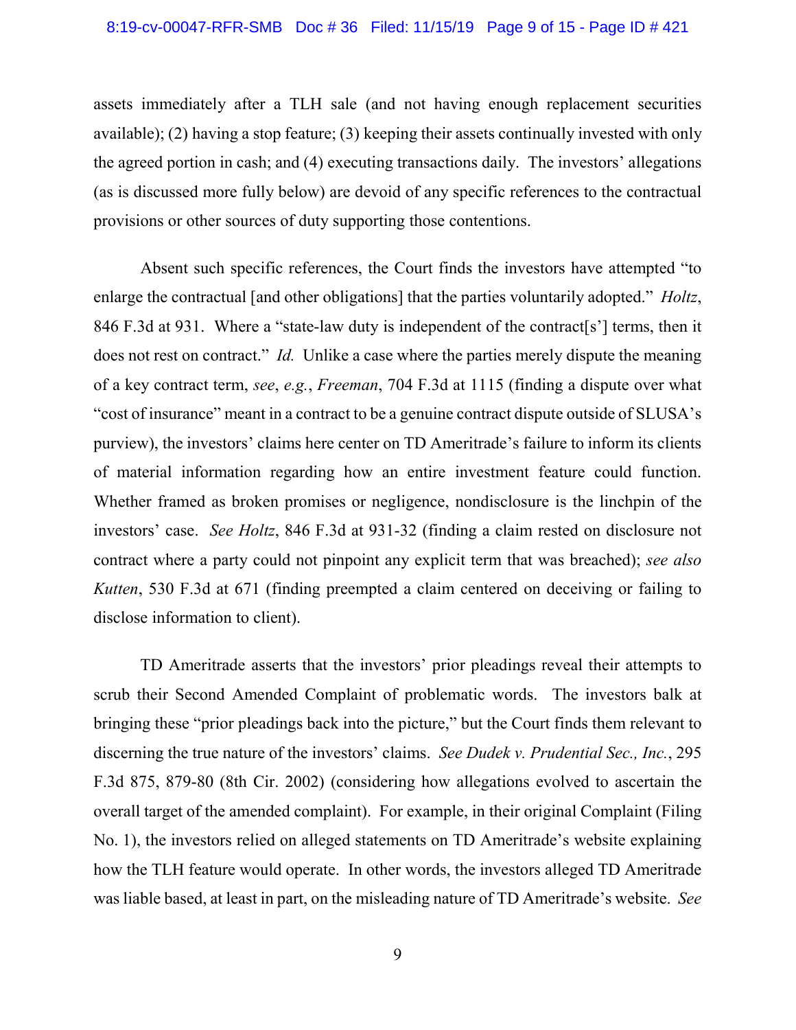assets immediately after a TLH sale (and not having enough replacement securities available); (2) having a stop feature; (3) keeping their assets continually invested with only the agreed portion in cash; and (4) executing transactions daily. The investors' allegations (as is discussed more fully below) are devoid of any specific references to the contractual provisions or other sources of duty supporting those contentions.

Absent such specific references, the Court finds the investors have attempted "to enlarge the contractual [and other obligations] that the parties voluntarily adopted." *Holtz*, 846 F.3d at 931. Where a "state-law duty is independent of the contract[s'] terms, then it does not rest on contract." *Id.* Unlike a case where the parties merely dispute the meaning of a key contract term, *see*, *e.g.*, *Freeman*, 704 F.3d at 1115 (finding a dispute over what "cost of insurance" meant in a contract to be a genuine contract dispute outside of SLUSA's purview), the investors' claims here center on TD Ameritrade's failure to inform its clients of material information regarding how an entire investment feature could function. Whether framed as broken promises or negligence, nondisclosure is the linchpin of the investors' case. *See Holtz*, 846 F.3d at 931-32 (finding a claim rested on disclosure not contract where a party could not pinpoint any explicit term that was breached); *see also Kutten*, 530 F.3d at 671 (finding preempted a claim centered on deceiving or failing to disclose information to client).

TD Ameritrade asserts that the investors' prior pleadings reveal their attempts to scrub their Second Amended Complaint of problematic words. The investors balk at bringing these "prior pleadings back into the picture," but the Court finds them relevant to discerning the true nature of the investors' claims. *See Dudek v. Prudential Sec., Inc.*, 295 F.3d 875, 879-80 (8th Cir. 2002) (considering how allegations evolved to ascertain the overall target of the amended complaint). For example, in their original Complaint (Filing No. 1), the investors relied on alleged statements on TD Ameritrade's website explaining how the TLH feature would operate. In other words, the investors alleged TD Ameritrade was liable based, at least in part, on the misleading nature of TD Ameritrade's website. *See*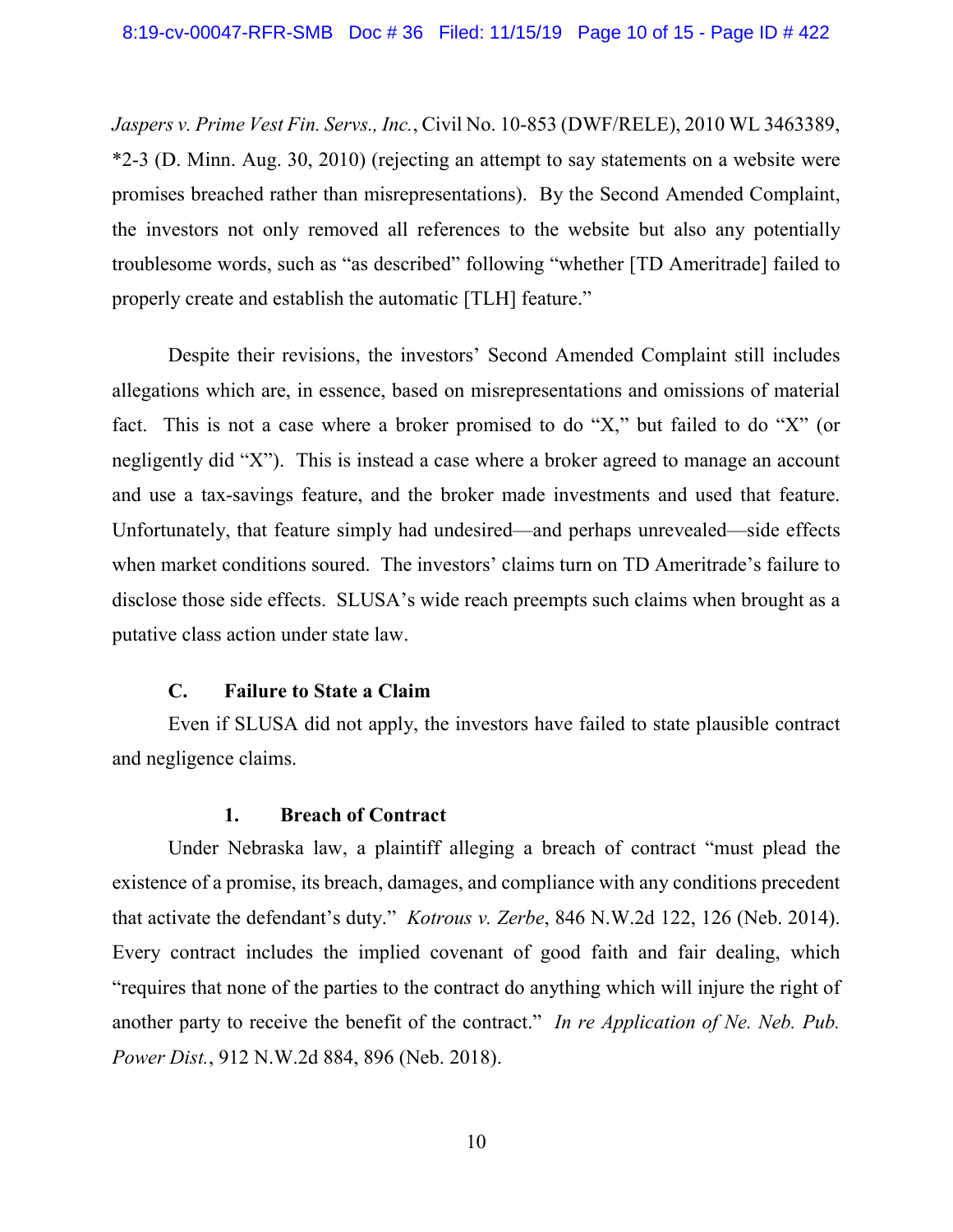*Jaspers v. Prime Vest Fin. Servs., Inc.*, Civil No. 10-853 (DWF/RELE), 2010 WL 3463389, *2-3 (D. Minn. Aug. 30, 2010) (rejecting an attempt to say statements on a website were promises breached rather than misrepresentations). By the Second Amended Complaint, the investors not only removed all references to the website but also any potentially troublesome words, such as "as described" following "whether [TD Ameritrade] failed to properly create and establish the automatic [TLH] feature."

Despite their revisions, the investors' Second Amended Complaint still includes allegations which are, in essence, based on misrepresentations and omissions of material fact. This is not a case where a broker promised to do "X," but failed to do "X" (or negligently did "X"). This is instead a case where a broker agreed to manage an account and use a tax-savings feature, and the broker made investments and used that feature. Unfortunately, that feature simply had undesired—and perhaps unrevealed—side effects when market conditions soured. The investors' claims turn on TD Ameritrade's failure to disclose those side effects. SLUSA's wide reach preempts such claims when brought as a putative class action under state law.

### C. Failure to State a Claim

Even if SLUSA did not apply, the investors have failed to state plausible contract and negligence claims.

#### 1. Breach of Contract

Under Nebraska law, a plaintiff alleging a breach of contract "must plead the existence of a promise, its breach, damages, and compliance with any conditions precedent that activate the defendant's duty." *Kotrous v. Zerbe*, 846 N.W.2d 122, 126 (Neb. 2014). Every contract includes the implied covenant of good faith and fair dealing, which "requires that none of the parties to the contract do anything which will injure the right of another party to receive the benefit of the contract." *In re Application of Ne. Neb. Pub. Power Dist.*, 912 N.W.2d 884, 896 (Neb. 2018).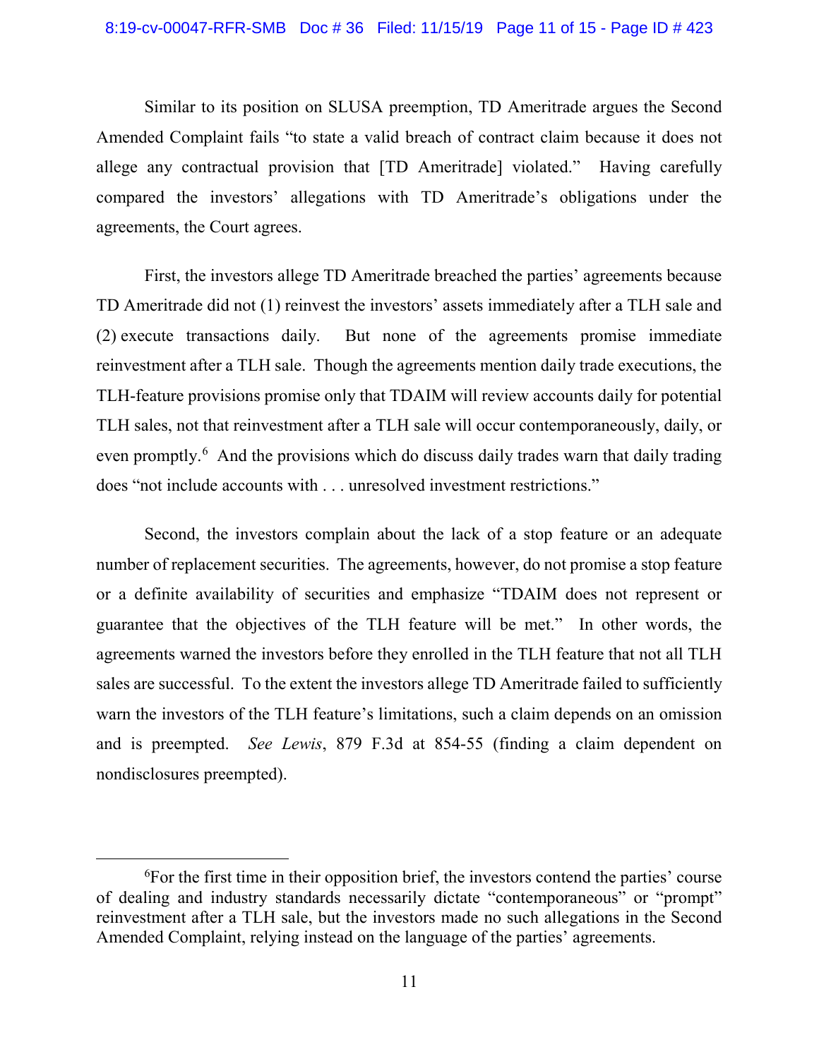Similar to its position on SLUSA preemption, TD Ameritrade argues the Second Amended Complaint fails "to state a valid breach of contract claim because it does not allege any contractual provision that [TD Ameritrade] violated." Having carefully compared the investors' allegations with TD Ameritrade's obligations under the agreements, the Court agrees.

First, the investors allege TD Ameritrade breached the parties' agreements because TD Ameritrade did not (1) reinvest the investors' assets immediately after a TLH sale and (2) execute transactions daily. But none of the agreements promise immediate reinvestment after a TLH sale. Though the agreements mention daily trade executions, the TLH-feature provisions promise only that TDAIM will review accounts daily for potential TLH sales, not that reinvestment after a TLH sale will occur contemporaneously, daily, or even promptly.[6] And the provisions which do discuss daily trades warn that daily trading does "not include accounts with . . . unresolved investment restrictions."

Second, the investors complain about the lack of a stop feature or an adequate number of replacement securities. The agreements, however, do not promise a stop feature or a definite availability of securities and emphasize "TDAIM does not represent or guarantee that the objectives of the TLH feature will be met." In other words, the agreements warned the investors before they enrolled in the TLH feature that not all TLH sales are successful. To the extent the investors allege TD Ameritrade failed to sufficiently warn the investors of the TLH feature's limitations, such a claim depends on an omission and is preempted. *See Lewis*, 879 F.3d at 854-55 (finding a claim dependent on nondisclosures preempted).

---

[6] For the first time in their opposition brief, the investors contend the parties' course of dealing and industry standards necessarily dictate "contemporaneous" or "prompt" reinvestment after a TLH sale, but the investors made no such allegations in the Second Amended Complaint, relying instead on the language of the parties' agreements.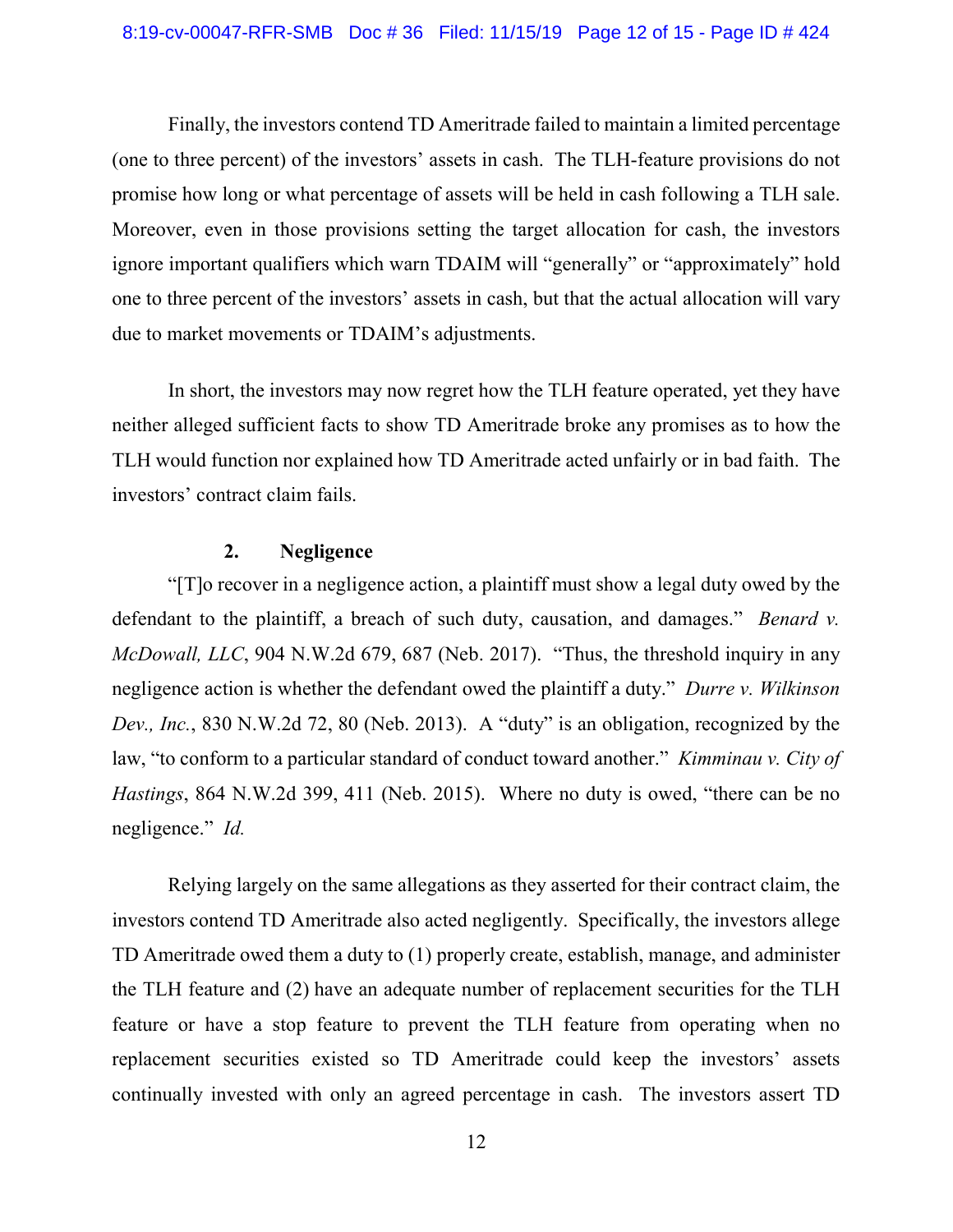Finally, the investors contend TD Ameritrade failed to maintain a limited percentage (one to three percent) of the investors' assets in cash. The TLH-feature provisions do not promise how long or what percentage of assets will be held in cash following a TLH sale. Moreover, even in those provisions setting the target allocation for cash, the investors ignore important qualifiers which warn TDAIM will "generally" or "approximately" hold one to three percent of the investors' assets in cash, but that the actual allocation will vary due to market movements or TDAIM's adjustments.

In short, the investors may now regret how the TLH feature operated, yet they have neither alleged sufficient facts to show TD Ameritrade broke any promises as to how the TLH would function nor explained how TD Ameritrade acted unfairly or in bad faith. The investors' contract claim fails.

### 2. Negligence

"[T]o recover in a negligence action, a plaintiff must show a legal duty owed by the defendant to the plaintiff, a breach of such duty, causation, and damages." *Benard v. McDowall, LLC*, 904 N.W.2d 679, 687 (Neb. 2017). "Thus, the threshold inquiry in any negligence action is whether the defendant owed the plaintiff a duty." *Durre v. Wilkinson Dev., Inc.*, 830 N.W.2d 72, 80 (Neb. 2013). A "duty" is an obligation, recognized by the law, "to conform to a particular standard of conduct toward another." *Kimminau v. City of Hastings*, 864 N.W.2d 399, 411 (Neb. 2015). Where no duty is owed, "there can be no negligence." *Id.*

Relying largely on the same allegations as they asserted for their contract claim, the investors contend TD Ameritrade also acted negligently. Specifically, the investors allege TD Ameritrade owed them a duty to (1) properly create, establish, manage, and administer the TLH feature and (2) have an adequate number of replacement securities for the TLH feature or have a stop feature to prevent the TLH feature from operating when no replacement securities existed so TD Ameritrade could keep the investors' assets continually invested with only an agreed percentage in cash. The investors assert TD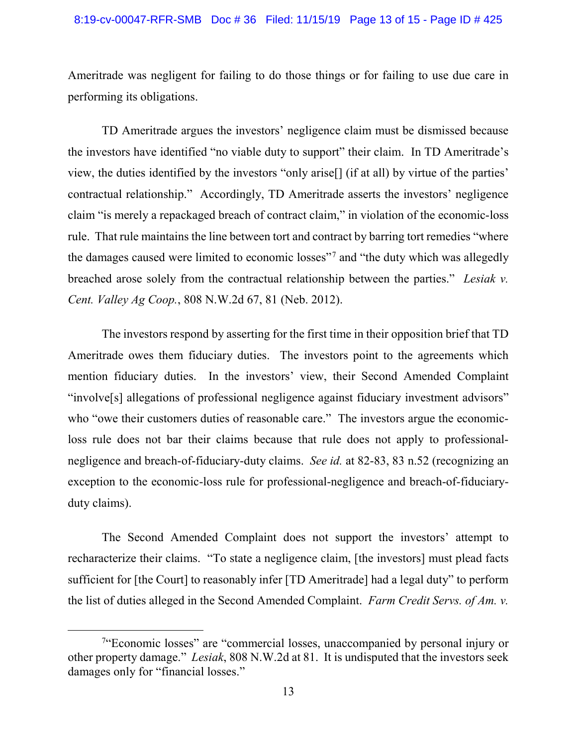Ameritrade was negligent for failing to do those things or for failing to use due care in performing its obligations.

TD Ameritrade argues the investors' negligence claim must be dismissed because the investors have identified "no viable duty to support" their claim. In TD Ameritrade's view, the duties identified by the investors "only arise[] (if at all) by virtue of the parties' contractual relationship." Accordingly, TD Ameritrade asserts the investors' negligence claim "is merely a repackaged breach of contract claim," in violation of the economic-loss rule. That rule maintains the line between tort and contract by barring tort remedies "where the damages caused were limited to economic losses"[7] and "the duty which was allegedly breached arose solely from the contractual relationship between the parties." *Lesiak v. Cent. Valley Ag Coop.*, 808 N.W.2d 67, 81 (Neb. 2012).

The investors respond by asserting for the first time in their opposition brief that TD Ameritrade owes them fiduciary duties. The investors point to the agreements which mention fiduciary duties. In the investors' view, their Second Amended Complaint "involve[s] allegations of professional negligence against fiduciary investment advisors" who "owe their customers duties of reasonable care." The investors argue the economic-loss rule does not bar their claims because that rule does not apply to professional-negligence and breach-of-fiduciary-duty claims. *See id.* at 82-83, 83 n.52 (recognizing an exception to the economic-loss rule for professional-negligence and breach-of-fiduciary-duty claims).

The Second Amended Complaint does not support the investors' attempt to recharacterize their claims. "To state a negligence claim, [the investors] must plead facts sufficient for [the Court] to reasonably infer [TD Ameritrade] had a legal duty" to perform the list of duties alleged in the Second Amended Complaint. *Farm Credit Servs. of Am. v.*

[7] "Economic losses" are "commercial losses, unaccompanied by personal injury or other property damage." *Lesiak*, 808 N.W.2d at 81. It is undisputed that the investors seek damages only for "financial losses."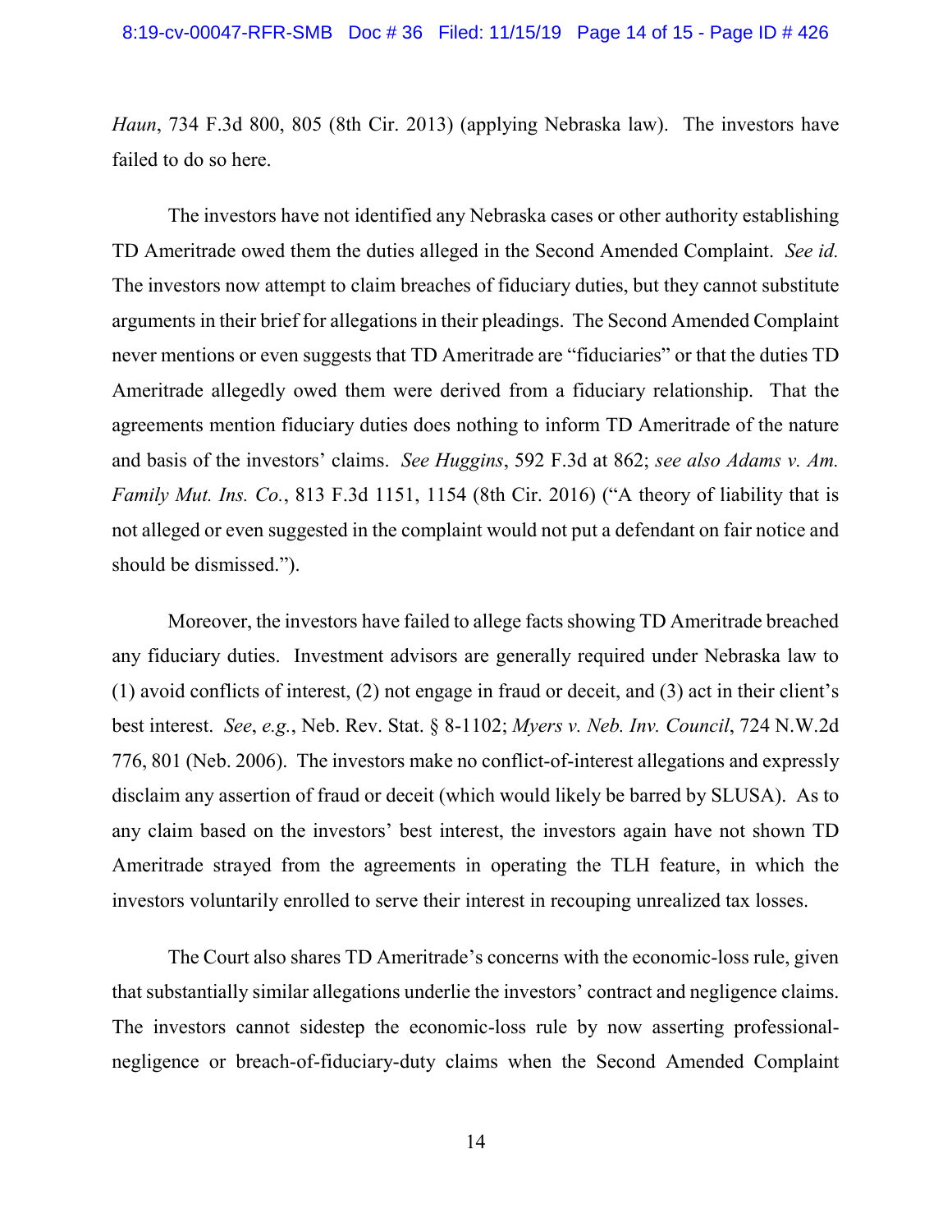*Haun*, 734 F.3d 800, 805 (8th Cir. 2013) (applying Nebraska law). The investors have failed to do so here.

The investors have not identified any Nebraska cases or other authority establishing TD Ameritrade owed them the duties alleged in the Second Amended Complaint. *See id.* The investors now attempt to claim breaches of fiduciary duties, but they cannot substitute arguments in their brief for allegations in their pleadings. The Second Amended Complaint never mentions or even suggests that TD Ameritrade are "fiduciaries" or that the duties TD Ameritrade allegedly owed them were derived from a fiduciary relationship. That the agreements mention fiduciary duties does nothing to inform TD Ameritrade of the nature and basis of the investors' claims. *See Huggins*, 592 F.3d at 862; *see also Adams v. Am. Family Mut. Ins. Co.*, 813 F.3d 1151, 1154 (8th Cir. 2016) ("A theory of liability that is not alleged or even suggested in the complaint would not put a defendant on fair notice and should be dismissed.").

Moreover, the investors have failed to allege facts showing TD Ameritrade breached any fiduciary duties. Investment advisors are generally required under Nebraska law to (1) avoid conflicts of interest, (2) not engage in fraud or deceit, and (3) act in their client's best interest. *See*, *e.g.*, Neb. Rev. Stat. § 8-1102; *Myers v. Neb. Inv. Council*, 724 N.W.2d 776, 801 (Neb. 2006). The investors make no conflict-of-interest allegations and expressly disclaim any assertion of fraud or deceit (which would likely be barred by SLUSA). As to any claim based on the investors' best interest, the investors again have not shown TD Ameritrade strayed from the agreements in operating the TLH feature, in which the investors voluntarily enrolled to serve their interest in recouping unrealized tax losses.

The Court also shares TD Ameritrade's concerns with the economic-loss rule, given that substantially similar allegations underlie the investors' contract and negligence claims. The investors cannot sidestep the economic-loss rule by now asserting professional-negligence or breach-of-fiduciary-duty claims when the Second Amended Complaint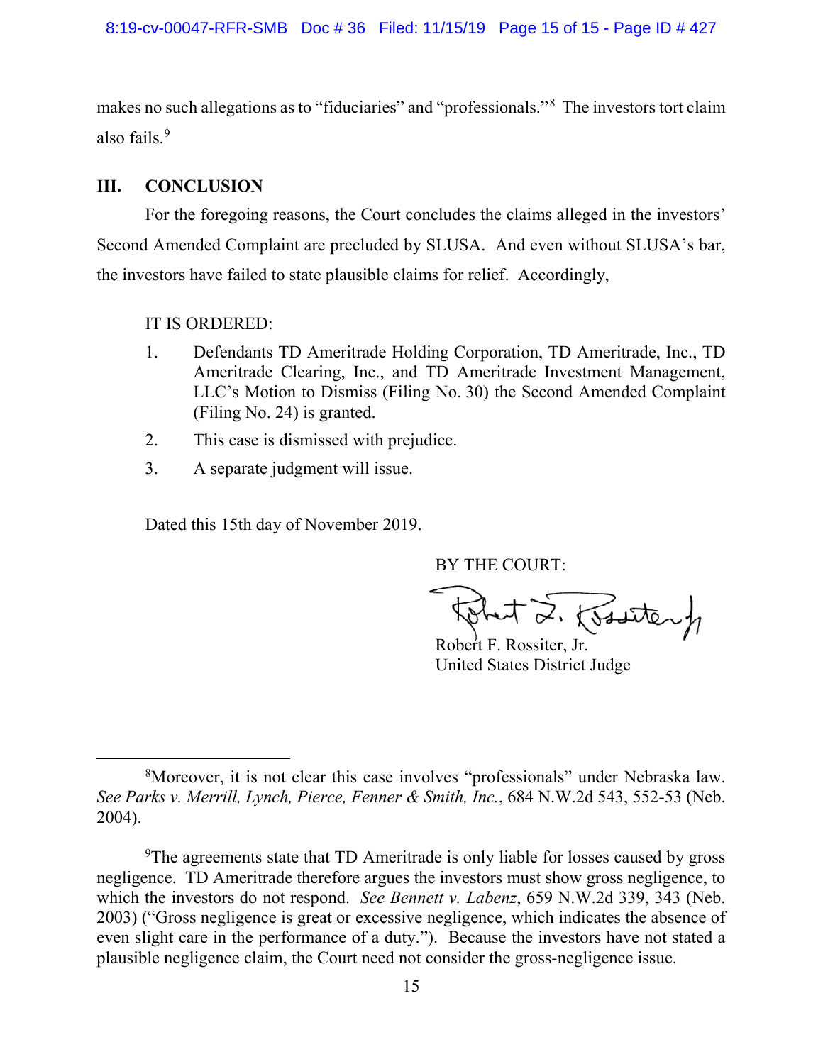makes no such allegations as to "fiduciaries" and "professionals."[8] The investors tort claim also fails.[9]

## III. CONCLUSION

For the foregoing reasons, the Court concludes the claims alleged in the investors' Second Amended Complaint are precluded by SLUSA. And even without SLUSA's bar, the investors have failed to state plausible claims for relief. Accordingly,

IT IS ORDERED:

1. Defendants TD Ameritrade Holding Corporation, TD Ameritrade, Inc., TD Ameritrade Clearing, Inc., and TD Ameritrade Investment Management, LLC's Motion to Dismiss (Filing No. 30) the Second Amended Complaint (Filing No. 24) is granted.
2. This case is dismissed with prejudice.
3. A separate judgment will issue.

Dated this 15th day of November 2019.

BY THE COURT:

Robert F. Rossiter, Jr.
United States District Judge

---

[8]Moreover, it is not clear this case involves "professionals" under Nebraska law. *See Parks v. Merrill, Lynch, Pierce, Fenner & Smith, Inc.*, 684 N.W.2d 543, 552-53 (Neb. 2004).

[9]The agreements state that TD Ameritrade is only liable for losses caused by gross negligence. TD Ameritrade therefore argues the investors must show gross negligence, to which the investors do not respond. *See Bennett v. Labenz*, 659 N.W.2d 339, 343 (Neb. 2003) ("Gross negligence is great or excessive negligence, which indicates the absence of even slight care in the performance of a duty."). Because the investors have not stated a plausible negligence claim, the Court need not consider the gross-negligence issue.